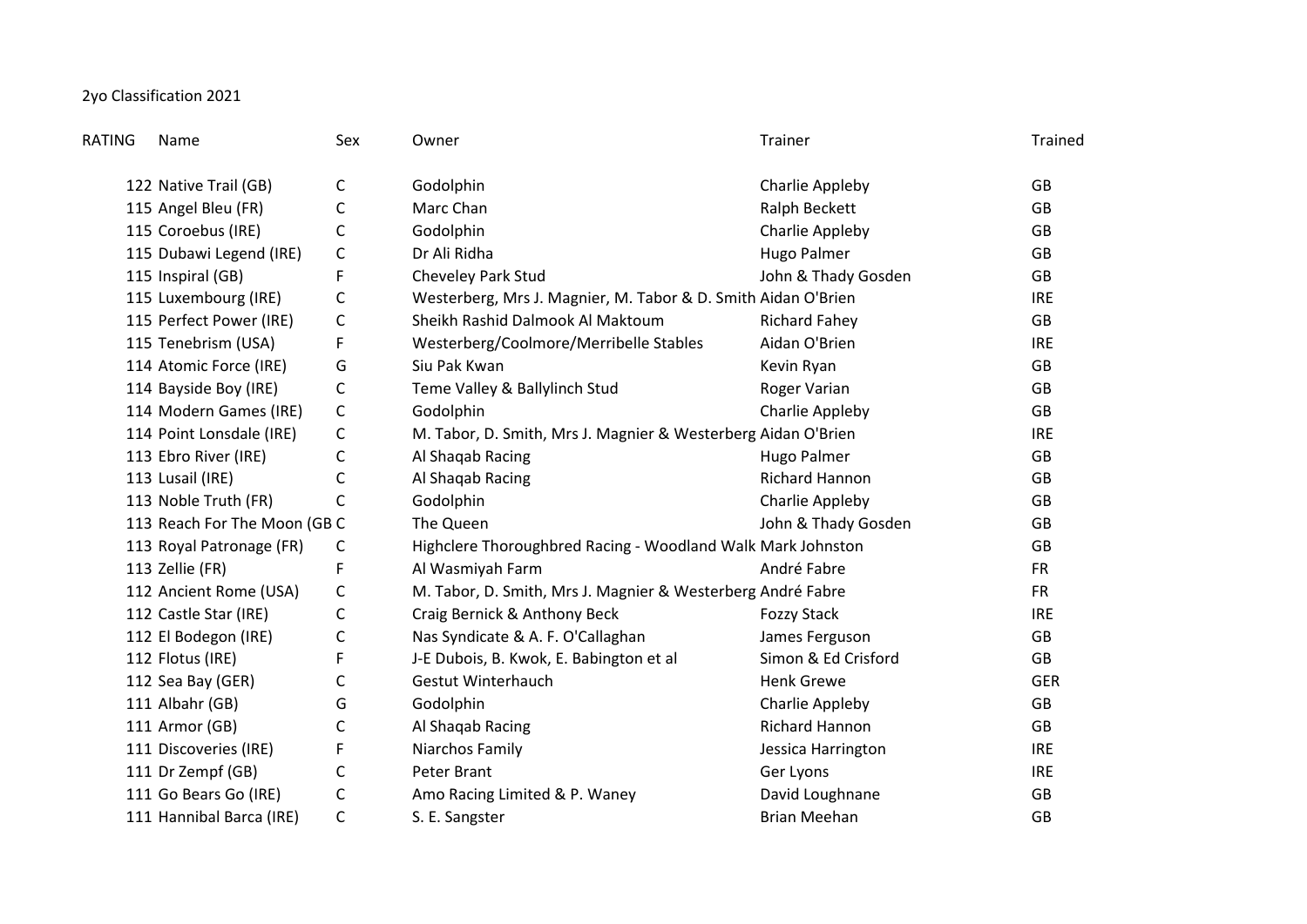2yo Classification 2021

| RATING | Name | Sex | Owner | Trainer | Trained |
|---|---|---|---|---|---|
| 122 | Native Trail (GB) | C | Godolphin | Charlie Appleby | GB |
| 115 | Angel Bleu (FR) | C | Marc Chan | Ralph Beckett | GB |
| 115 | Coroebus (IRE) | C | Godolphin | Charlie Appleby | GB |
| 115 | Dubawi Legend (IRE) | C | Dr Ali Ridha | Hugo Palmer | GB |
| 115 | Inspiral (GB) | F | Cheveley Park Stud | John & Thady Gosden | GB |
| 115 | Luxembourg (IRE) | C | Westerberg, Mrs J. Magnier, M. Tabor & D. Smith | Aidan O'Brien | IRE |
| 115 | Perfect Power (IRE) | C | Sheikh Rashid Dalmook Al Maktoum | Richard Fahey | GB |
| 115 | Tenebrism (USA) | F | Westerberg/Coolmore/Merribelle Stables | Aidan O'Brien | IRE |
| 114 | Atomic Force (IRE) | G | Siu Pak Kwan | Kevin Ryan | GB |
| 114 | Bayside Boy (IRE) | C | Teme Valley & Ballylinch Stud | Roger Varian | GB |
| 114 | Modern Games (IRE) | C | Godolphin | Charlie Appleby | GB |
| 114 | Point Lonsdale (IRE) | C | M. Tabor, D. Smith, Mrs J. Magnier & Westerberg | Aidan O'Brien | IRE |
| 113 | Ebro River (IRE) | C | Al Shaqab Racing | Hugo Palmer | GB |
| 113 | Lusail (IRE) | C | Al Shaqab Racing | Richard Hannon | GB |
| 113 | Noble Truth (FR) | C | Godolphin | Charlie Appleby | GB |
| 113 | Reach For The Moon (GB | C | The Queen | John & Thady Gosden | GB |
| 113 | Royal Patronage (FR) | C | Highclere Thoroughbred Racing - Woodland Walk | Mark Johnston | GB |
| 113 | Zellie (FR) | F | Al Wasmiyah Farm | André Fabre | FR |
| 112 | Ancient Rome (USA) | C | M. Tabor, D. Smith, Mrs J. Magnier & Westerberg | André Fabre | FR |
| 112 | Castle Star (IRE) | C | Craig Bernick & Anthony Beck | Fozzy Stack | IRE |
| 112 | El Bodegon (IRE) | C | Nas Syndicate & A. F. O'Callaghan | James Ferguson | GB |
| 112 | Flotus (IRE) | F | J-E Dubois, B. Kwok, E. Babington et al | Simon & Ed Crisford | GB |
| 112 | Sea Bay (GER) | C | Gestut Winterhauch | Henk Grewe | GER |
| 111 | Albahr (GB) | G | Godolphin | Charlie Appleby | GB |
| 111 | Armor (GB) | C | Al Shaqab Racing | Richard Hannon | GB |
| 111 | Discoveries (IRE) | F | Niarchos Family | Jessica Harrington | IRE |
| 111 | Dr Zempf (GB) | C | Peter Brant | Ger Lyons | IRE |
| 111 | Go Bears Go (IRE) | C | Amo Racing Limited & P. Waney | David Loughnane | GB |
| 111 | Hannibal Barca (IRE) | C | S. E. Sangster | Brian Meehan | GB |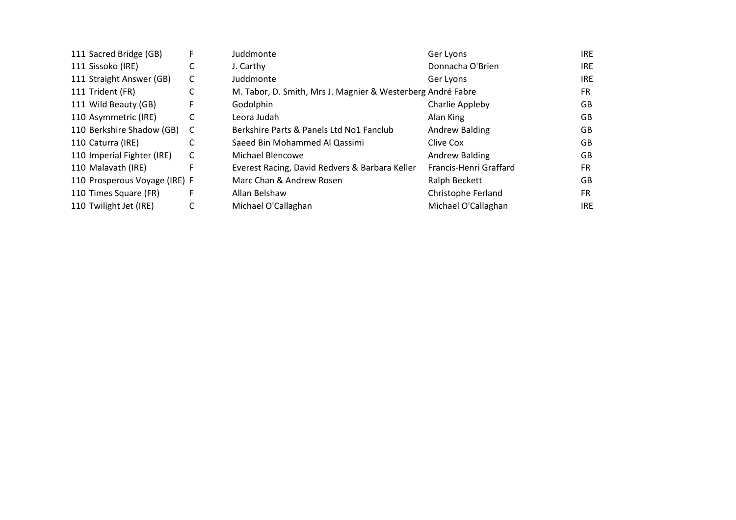| | | | | | |
|---|---|---|---|---|---|
| 111 | Sacred Bridge (GB) | F | Juddmonte | Ger Lyons | IRE |
| 111 | Sissoko (IRE) | C | J. Carthy | Donnacha O'Brien | IRE |
| 111 | Straight Answer (GB) | C | Juddmonte | Ger Lyons | IRE |
| 111 | Trident (FR) | C | M. Tabor, D. Smith, Mrs J. Magnier & Westerberg | André Fabre | FR |
| 111 | Wild Beauty (GB) | F | Godolphin | Charlie Appleby | GB |
| 110 | Asymmetric (IRE) | C | Leora Judah | Alan King | GB |
| 110 | Berkshire Shadow (GB) | C | Berkshire Parts & Panels Ltd No1 Fanclub | Andrew Balding | GB |
| 110 | Caturra (IRE) | C | Saeed Bin Mohammed Al Qassimi | Clive Cox | GB |
| 110 | Imperial Fighter (IRE) | C | Michael Blencowe | Andrew Balding | GB |
| 110 | Malavath (IRE) | F | Everest Racing, David Redvers & Barbara Keller | Francis-Henri Graffard | FR |
| 110 | Prosperous Voyage (IRE) | F | Marc Chan & Andrew Rosen | Ralph Beckett | GB |
| 110 | Times Square (FR) | F | Allan Belshaw | Christophe Ferland | FR |
| 110 | Twilight Jet (IRE) | C | Michael O'Callaghan | Michael O'Callaghan | IRE |